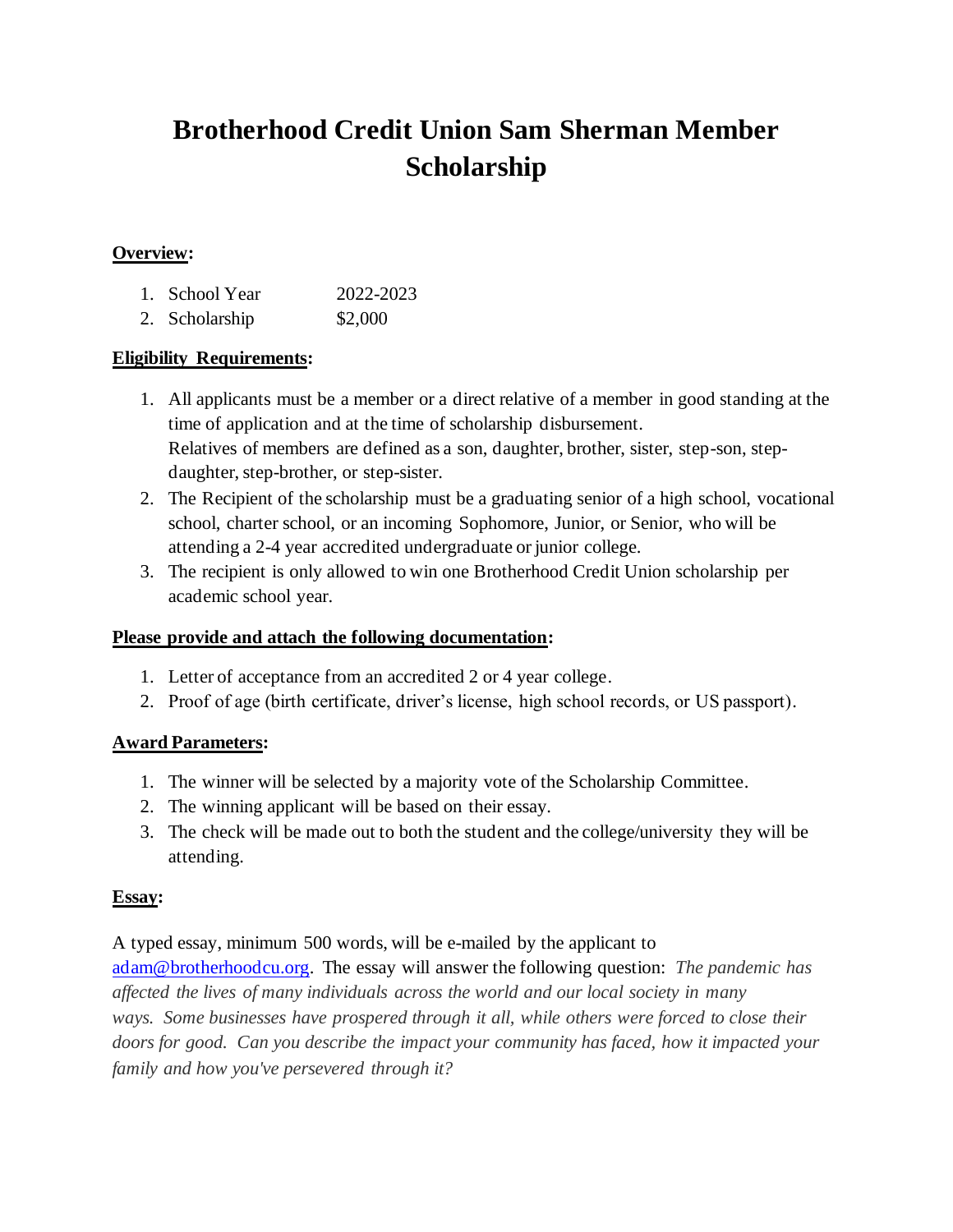# Brotherhood Credit Union Sam Sherman Member Scholarship

**Overview:**

1. School Year 2022-2023
2. Scholarship $2,000

**Eligibility Requirements:**

1. All applicants must be a member or a direct relative of a member in good standing at the time of application and at the time of scholarship disbursement.
   Relatives of members are defined as a son, daughter, brother, sister, step-son, step-daughter, step-brother, or step-sister.
2. The Recipient of the scholarship must be a graduating senior of a high school, vocational school, charter school, or an incoming Sophomore, Junior, or Senior, who will be attending a 2-4 year accredited undergraduate or junior college.
3. The recipient is only allowed to win one Brotherhood Credit Union scholarship per academic school year.

**Please provide and attach the following documentation:**

1. Letter of acceptance from an accredited 2 or 4 year college.
2. Proof of age (birth certificate, driver's license, high school records, or US passport).

**Award Parameters:**

1. The winner will be selected by a majority vote of the Scholarship Committee.
2. The winning applicant will be based on their essay.
3. The check will be made out to both the student and the college/university they will be attending.

**Essay:**

A typed essay, minimum 500 words, will be e-mailed by the applicant to adam@brotherhoodcu.org. The essay will answer the following question: *The pandemic has affected the lives of many individuals across the world and our local society in many ways. Some businesses have prospered through it all, while others were forced to close their doors for good. Can you describe the impact your community has faced, how it impacted your family and how you've persevered through it?*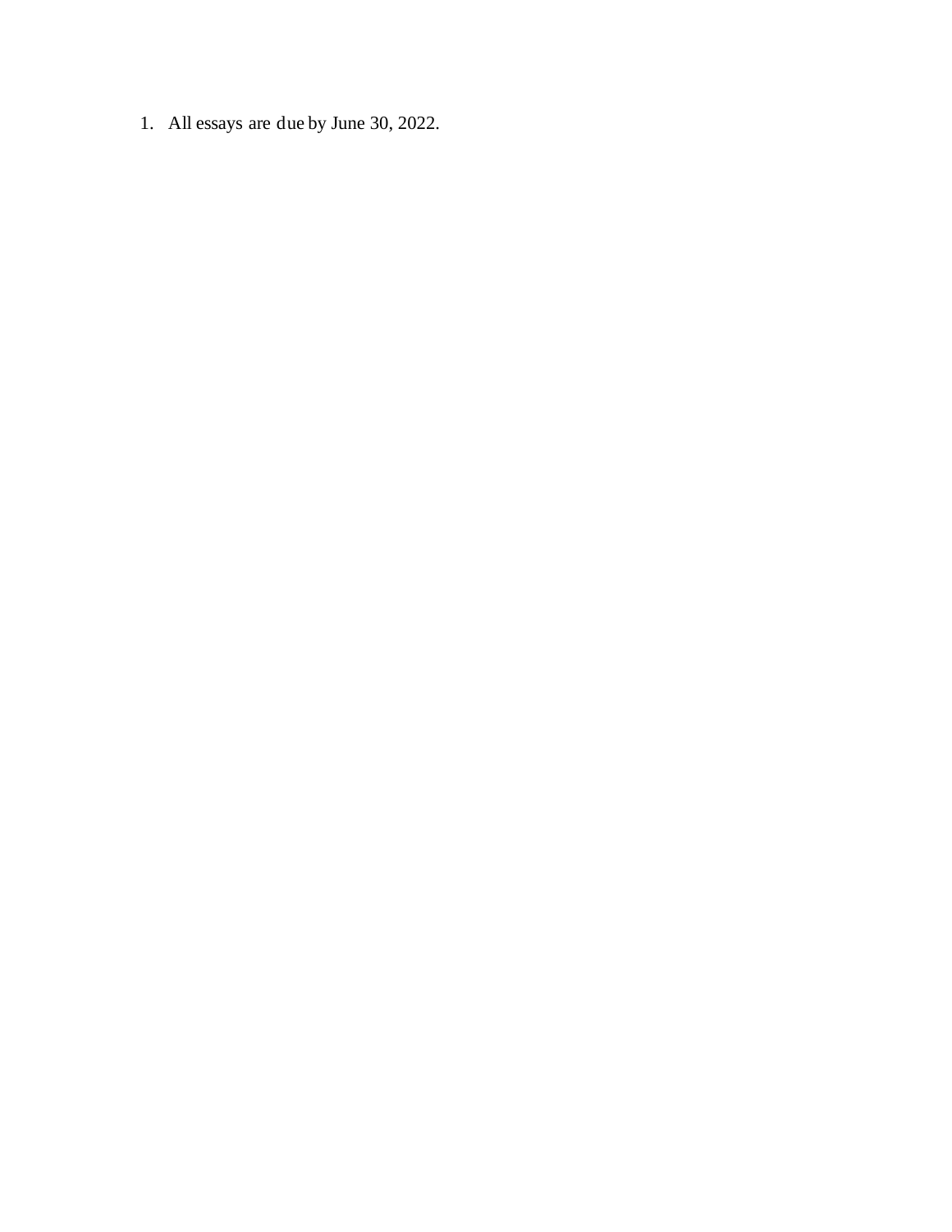1. All essays are due by June 30, 2022.